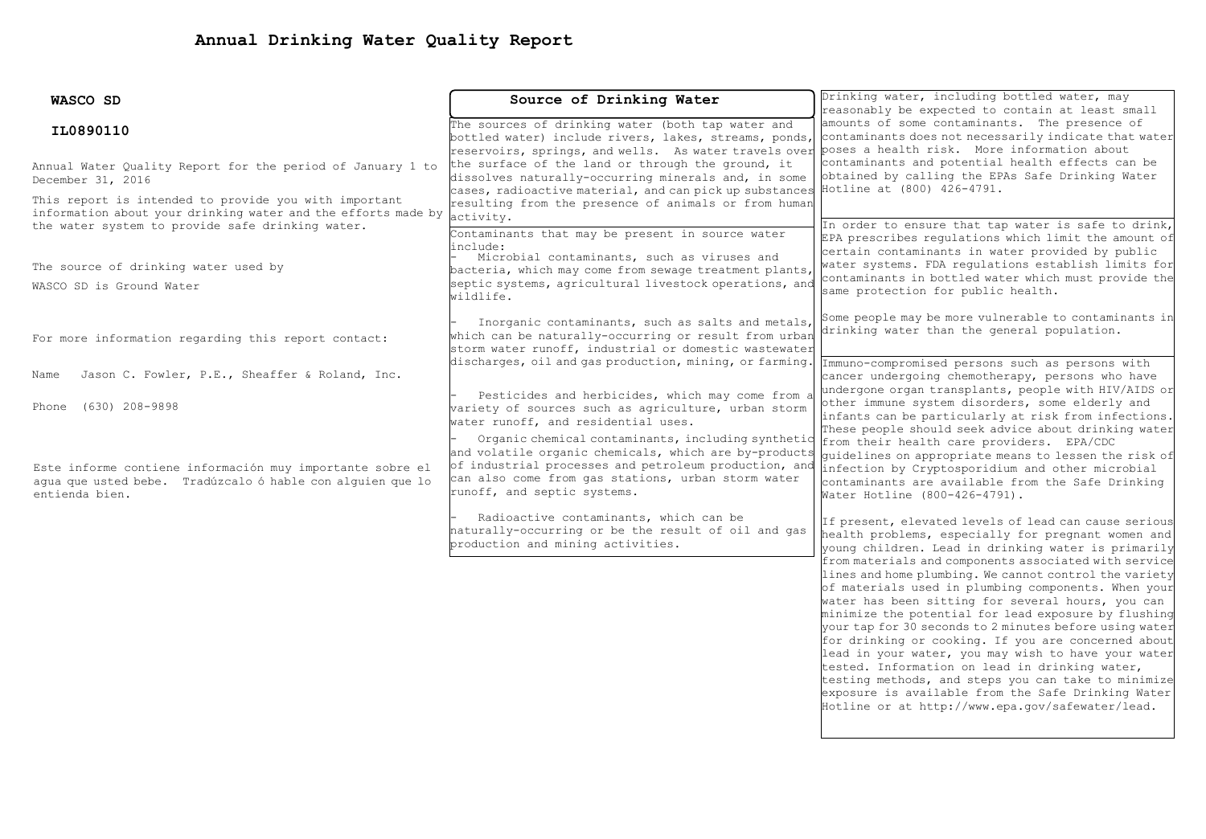# Annual Drinking Water Quality Report

**WASCO SD**

**IL0890110**

Annual Water Quality Report for the period of January 1 to December 31, 2016

This report is intended to provide you with important information about your drinking water and the efforts made by the water system to provide safe drinking water.

The source of drinking water used by

WASCO SD is Ground Water

For more information regarding this report contact:

Name Jason C. Fowler, P.E., Sheaffer & Roland, Inc.

Phone (630) 208-9898

Este informe contiene información muy importante sobre el agua que usted bebe. Tradúzcalo ó hable con alguien que lo entienda bien.

## Source of Drinking Water

The sources of drinking water (both tap water and bottled water) include rivers, lakes, streams, ponds, reservoirs, springs, and wells. As water travels over the surface of the land or through the ground, it dissolves naturally-occurring minerals and, in some cases, radioactive material, and can pick up substances resulting from the presence of animals or from human activity.

Contaminants that may be present in source water include:

- Microbial contaminants, such as viruses and bacteria, which may come from sewage treatment plants, septic systems, agricultural livestock operations, and wildlife.

- Inorganic contaminants, such as salts and metals, which can be naturally-occurring or result from urban storm water runoff, industrial or domestic wastewater discharges, oil and gas production, mining, or farming.

- Pesticides and herbicides, which may come from a variety of sources such as agriculture, urban storm water runoff, and residential uses.

- Organic chemical contaminants, including synthetic and volatile organic chemicals, which are by-products of industrial processes and petroleum production, and can also come from gas stations, urban storm water runoff, and septic systems.

- Radioactive contaminants, which can be naturally-occurring or be the result of oil and gas production and mining activities.

Drinking water, including bottled water, may reasonably be expected to contain at least small amounts of some contaminants. The presence of contaminants does not necessarily indicate that water poses a health risk. More information about contaminants and potential health effects can be obtained by calling the EPAs Safe Drinking Water Hotline at (800) 426-4791.

In order to ensure that tap water is safe to drink, EPA prescribes regulations which limit the amount of certain contaminants in water provided by public water systems. FDA regulations establish limits for contaminants in bottled water which must provide the same protection for public health.

Some people may be more vulnerable to contaminants in drinking water than the general population.

Immuno-compromised persons such as persons with cancer undergoing chemotherapy, persons who have undergone organ transplants, people with HIV/AIDS or other immune system disorders, some elderly and infants can be particularly at risk from infections. These people should seek advice about drinking water from their health care providers. EPA/CDC guidelines on appropriate means to lessen the risk of infection by Cryptosporidium and other microbial contaminants are available from the Safe Drinking Water Hotline (800-426-4791).

If present, elevated levels of lead can cause serious health problems, especially for pregnant women and young children. Lead in drinking water is primarily from materials and components associated with service lines and home plumbing. We cannot control the variety of materials used in plumbing components. When your water has been sitting for several hours, you can minimize the potential for lead exposure by flushing your tap for 30 seconds to 2 minutes before using water for drinking or cooking. If you are concerned about lead in your water, you may wish to have your water tested. Information on lead in drinking water, testing methods, and steps you can take to minimize exposure is available from the Safe Drinking Water Hotline or at http://www.epa.gov/safewater/lead.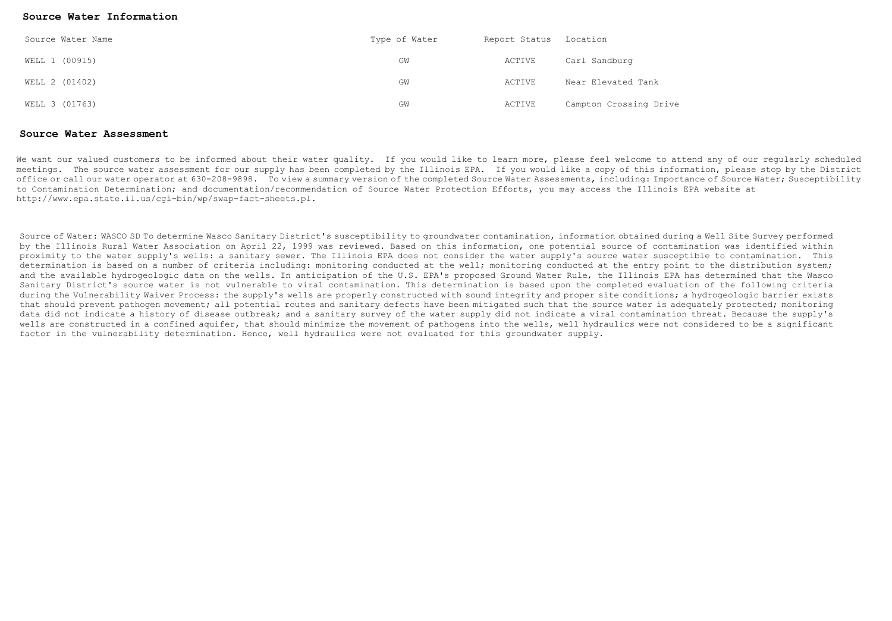## Source Water Information

| Source Water Name | Type of Water | Report Status | Location |
|---|---|---|---|
| WELL 1 (00915) | GW | ACTIVE | Carl Sandburg |
| WELL 2 (01402) | GW | ACTIVE | Near Elevated Tank |
| WELL 3 (01763) | GW | ACTIVE | Campton Crossing Drive |

## Source Water Assessment

We want our valued customers to be informed about their water quality. If you would like to learn more, please feel welcome to attend any of our regularly scheduled meetings. The source water assessment for our supply has been completed by the Illinois EPA. If you would like a copy of this information, please stop by the District office or call our water operator at 630-208-9898. To view a summary version of the completed Source Water Assessments, including: Importance of Source Water; Susceptibility to Contamination Determination; and documentation/recommendation of Source Water Protection Efforts, you may access the Illinois EPA website at http://www.epa.state.il.us/cgi-bin/wp/swap-fact-sheets.pl.

Source of Water: WASCO SD To determine Wasco Sanitary District's susceptibility to groundwater contamination, information obtained during a Well Site Survey performed by the Illinois Rural Water Association on April 22, 1999 was reviewed. Based on this information, one potential source of contamination was identified within proximity to the water supply's wells: a sanitary sewer. The Illinois EPA does not consider the water supply's source water susceptible to contamination. This determination is based on a number of criteria including: monitoring conducted at the well; monitoring conducted at the entry point to the distribution system; and the available hydrogeologic data on the wells. In anticipation of the U.S. EPA's proposed Ground Water Rule, the Illinois EPA has determined that the Wasco Sanitary District's source water is not vulnerable to viral contamination. This determination is based upon the completed evaluation of the following criteria during the Vulnerability Waiver Process: the supply's wells are properly constructed with sound integrity and proper site conditions; a hydrogeologic barrier exists that should prevent pathogen movement; all potential routes and sanitary defects have been mitigated such that the source water is adequately protected; monitoring data did not indicate a history of disease outbreak; and a sanitary survey of the water supply did not indicate a viral contamination threat. Because the supply's wells are constructed in a confined aquifer, that should minimize the movement of pathogens into the wells, well hydraulics were not considered to be a significant factor in the vulnerability determination. Hence, well hydraulics were not evaluated for this groundwater supply.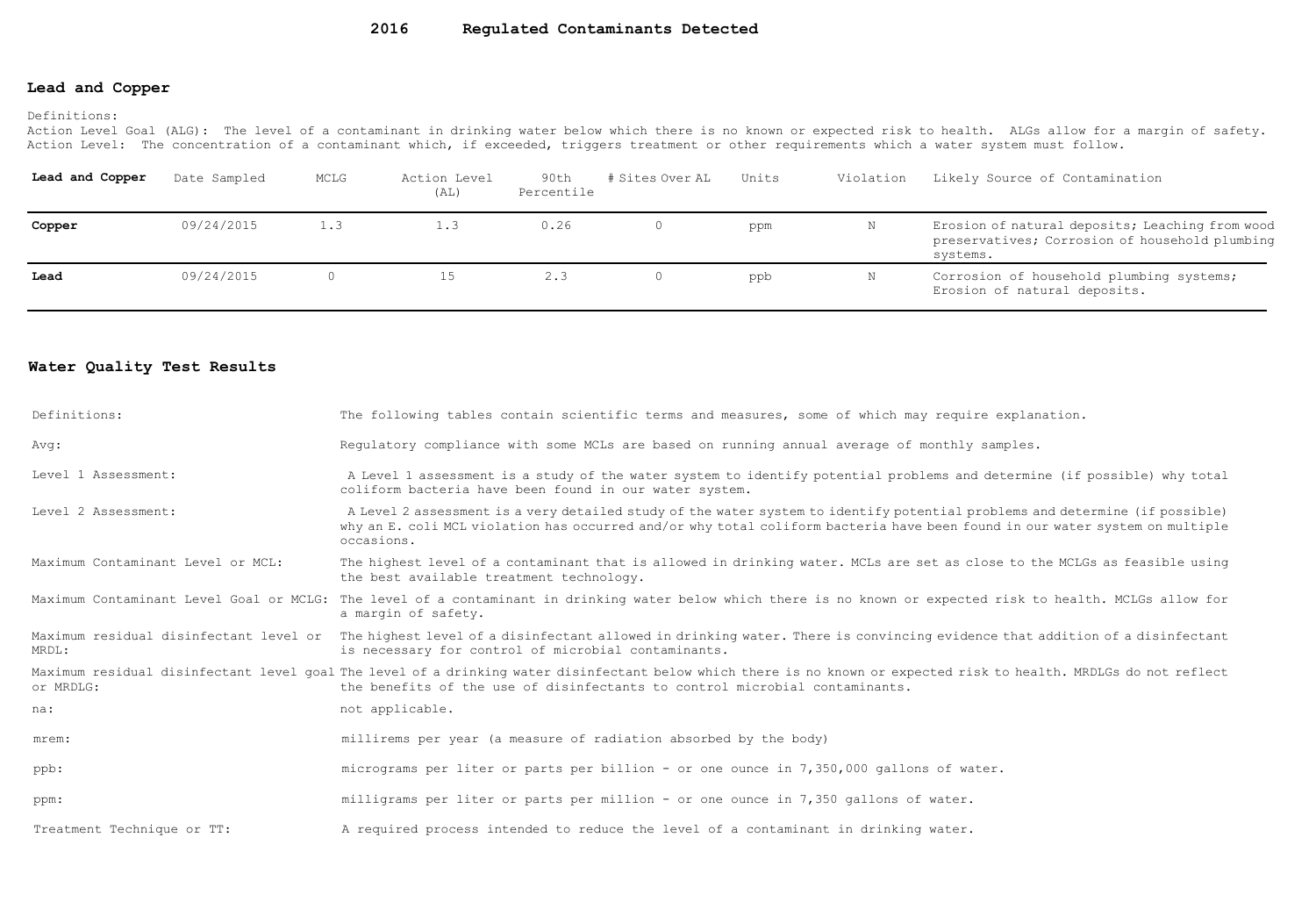# 2016 Regulated Contaminants Detected

## Lead and Copper

Definitions:
Action Level Goal (ALG): The level of a contaminant in drinking water below which there is no known or expected risk to health. ALGs allow for a margin of safety.
Action Level: The concentration of a contaminant which, if exceeded, triggers treatment or other requirements which a water system must follow.

| Lead and Copper | Date Sampled | MCLG | Action Level (AL) | 90th Percentile | # Sites Over AL | Units | Violation | Likely Source of Contamination |
|---|---|---|---|---|---|---|---|---|
| **Copper** | 09/24/2015 | 1.3 | 1.3 | 0.26 | 0 | ppm | N | Erosion of natural deposits; Leaching from wood preservatives; Corrosion of household plumbing systems. |
| **Lead** | 09/24/2015 | 0 | 15 | 2.3 | 0 | ppb | N | Corrosion of household plumbing systems; Erosion of natural deposits. |

## Water Quality Test Results

| | |
|---|---|
| Definitions: | The following tables contain scientific terms and measures, some of which may require explanation. |
| Avg: | Regulatory compliance with some MCLs are based on running annual average of monthly samples. |
| Level 1 Assessment: | A Level 1 assessment is a study of the water system to identify potential problems and determine (if possible) why total coliform bacteria have been found in our water system. |
| Level 2 Assessment: | A Level 2 assessment is a very detailed study of the water system to identify potential problems and determine (if possible) why an E. coli MCL violation has occurred and/or why total coliform bacteria have been found in our water system on multiple occasions. |
| Maximum Contaminant Level or MCL: | The highest level of a contaminant that is allowed in drinking water. MCLs are set as close to the MCLGs as feasible using the best available treatment technology. |
| Maximum Contaminant Level Goal or MCLG: | The level of a contaminant in drinking water below which there is no known or expected risk to health. MCLGs allow for a margin of safety. |
| Maximum residual disinfectant level or MRDL: | The highest level of a disinfectant allowed in drinking water. There is convincing evidence that addition of a disinfectant is necessary for control of microbial contaminants. |
| Maximum residual disinfectant level goal or MRDLG: | The level of a drinking water disinfectant below which there is no known or expected risk to health. MRDLGs do not reflect the benefits of the use of disinfectants to control microbial contaminants. |
| na: | not applicable. |
| mrem: | millirems per year (a measure of radiation absorbed by the body) |
| ppb: | micrograms per liter or parts per billion - or one ounce in 7,350,000 gallons of water. |
| ppm: | milligrams per liter or parts per million - or one ounce in 7,350 gallons of water. |
| Treatment Technique or TT: | A required process intended to reduce the level of a contaminant in drinking water. |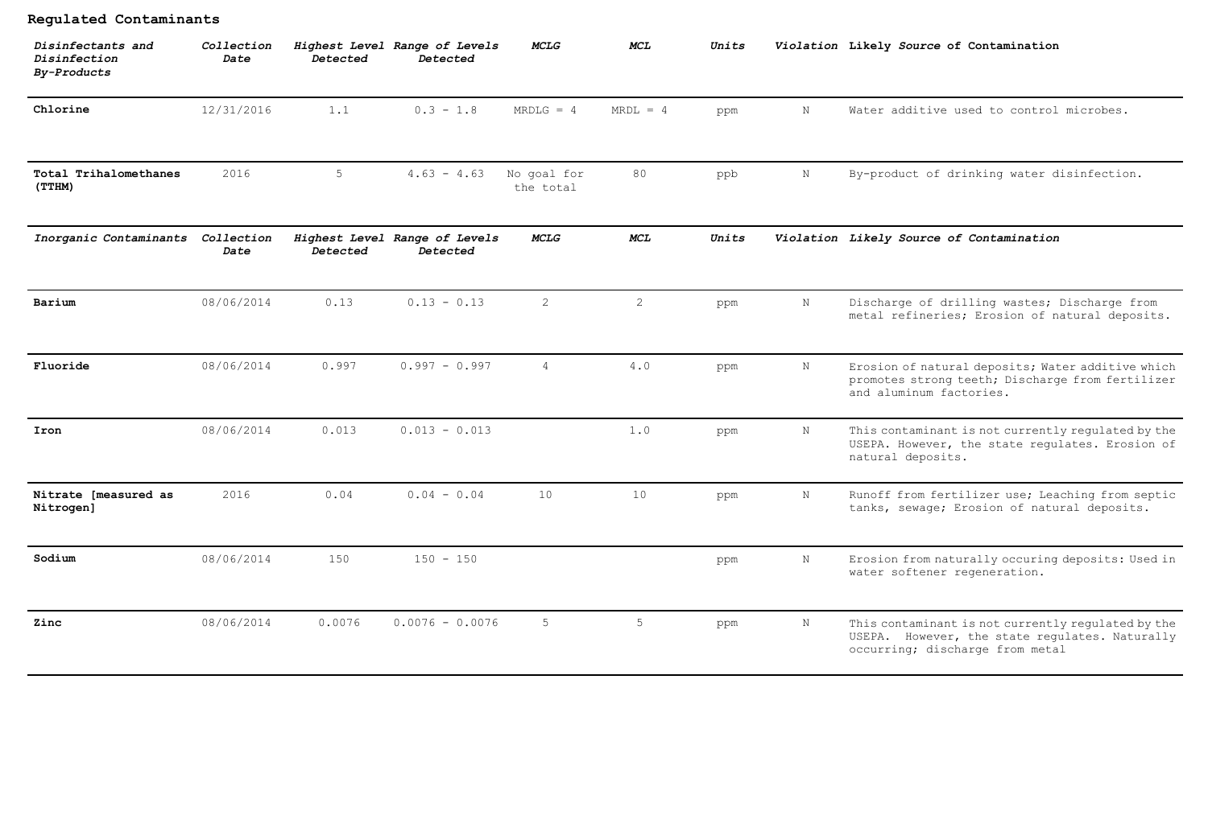## Regulated Contaminants

| *Disinfectants and Disinfection By-Products* | *Collection Date* | *Highest Level Detected* | *Range of Levels Detected* | *MCLG* | *MCL* | *Units* | *Violation* | *Likely Source of Contamination* |
|---|---|---|---|---|---|---|---|---|
| **Chlorine** | 12/31/2016 | 1.1 | 0.3 - 1.8 | MRDLG = 4 | MRDL = 4 | ppm | N | Water additive used to control microbes. |
| **Total Trihalomethanes (TTHM)** | 2016 | 5 | 4.63 - 4.63 | No goal for the total | 80 | ppb | N | By-product of drinking water disinfection. |

| *Inorganic Contaminants* | *Collection Date* | *Highest Level Detected* | *Range of Levels Detected* | *MCLG* | *MCL* | *Units* | *Violation* | *Likely Source of Contamination* |
|---|---|---|---|---|---|---|---|---|
| **Barium** | 08/06/2014 | 0.13 | 0.13 - 0.13 | 2 | 2 | ppm | N | Discharge of drilling wastes; Discharge from metal refineries; Erosion of natural deposits. |
| **Fluoride** | 08/06/2014 | 0.997 | 0.997 - 0.997 | 4 | 4.0 | ppm | N | Erosion of natural deposits; Water additive which promotes strong teeth; Discharge from fertilizer and aluminum factories. |
| **Iron** | 08/06/2014 | 0.013 | 0.013 - 0.013 | | 1.0 | ppm | N | This contaminant is not currently regulated by the USEPA. However, the state regulates. Erosion of natural deposits. |
| **Nitrate [measured as Nitrogen]** | 2016 | 0.04 | 0.04 - 0.04 | 10 | 10 | ppm | N | Runoff from fertilizer use; Leaching from septic tanks, sewage; Erosion of natural deposits. |
| **Sodium** | 08/06/2014 | 150 | 150 - 150 | | | ppm | N | Erosion from naturally occuring deposits: Used in water softener regeneration. |
| **Zinc** | 08/06/2014 | 0.0076 | 0.0076 - 0.0076 | 5 | 5 | ppm | N | This contaminant is not currently regulated by the USEPA. However, the state regulates. Naturally occurring; discharge from metal |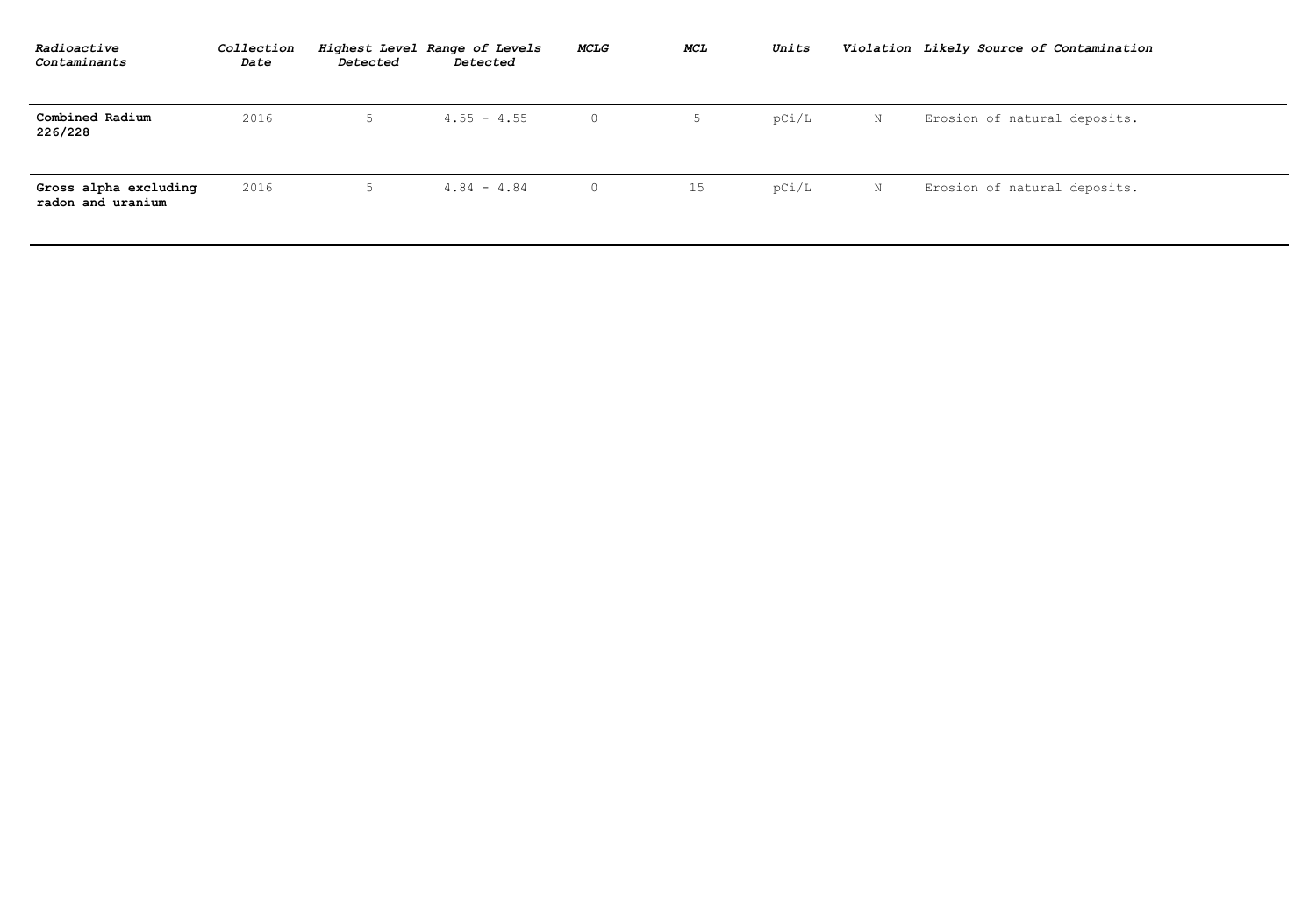| *Radioactive Contaminants* | *Collection Date* | *Highest Level Detected* | *Range of Levels Detected* | *MCLG* | *MCL* | *Units* | *Violation* | *Likely Source of Contamination* |
|---|---|---|---|---|---|---|---|---|
| **Combined Radium 226/228** | 2016 | 5 | 4.55 - 4.55 | 0 | 5 | pCi/L | N | Erosion of natural deposits. |
| **Gross alpha excluding radon and uranium** | 2016 | 5 | 4.84 - 4.84 | 0 | 15 | pCi/L | N | Erosion of natural deposits. |